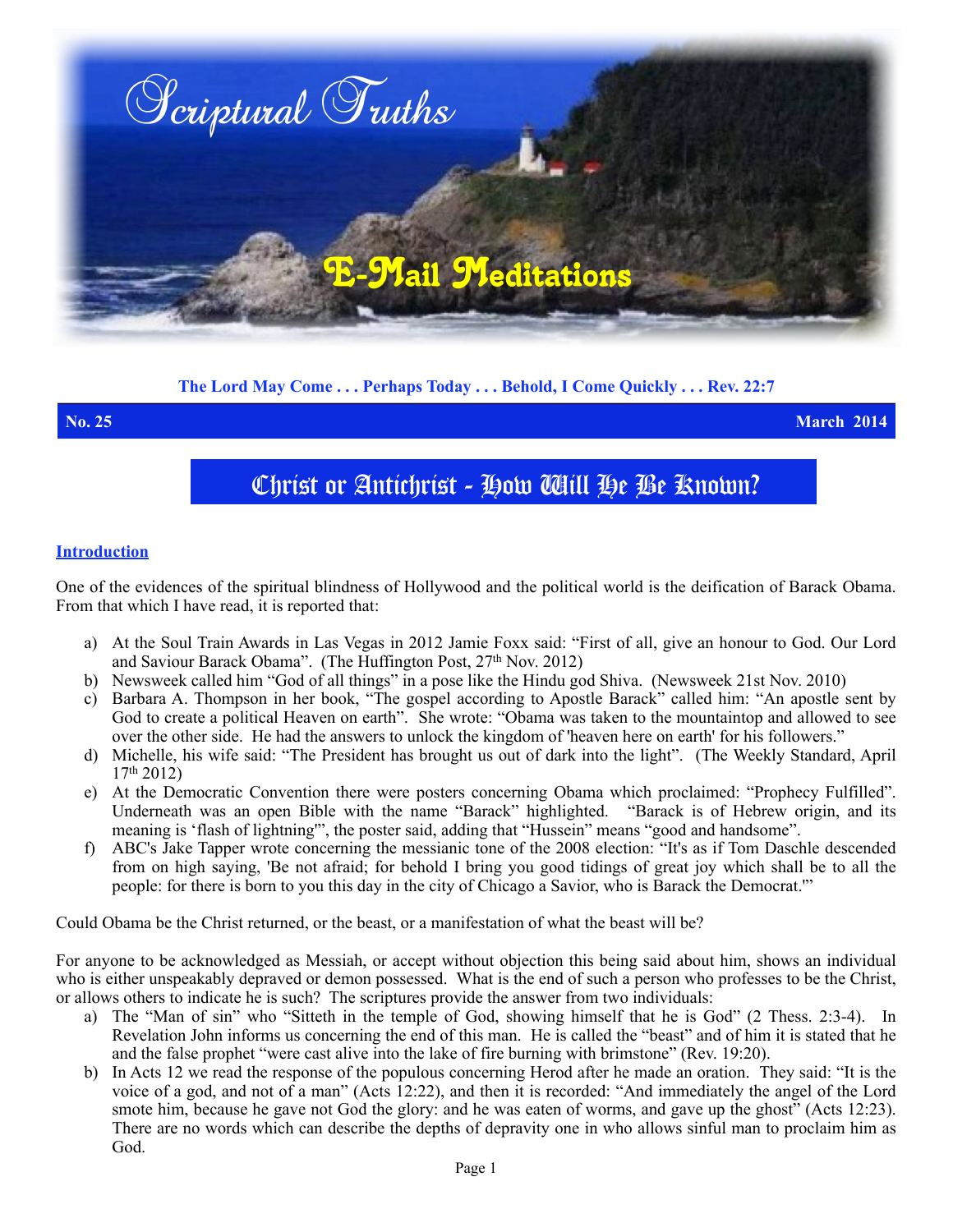# Scriptural Truths

## E-Mail Meditations

**The Lord May Come . . . Perhaps Today . . . Behold, I Come Quickly . . . Rev. 22:7**

**No. 25** **March 2014**

# Christ or Antichrist - How Will He Be Known?

## Introduction

One of the evidences of the spiritual blindness of Hollywood and the political world is the deification of Barack Obama. From that which I have read, it is reported that:

a) At the Soul Train Awards in Las Vegas in 2012 Jamie Foxx said: "First of all, give an honour to God. Our Lord and Saviour Barack Obama". (The Huffington Post, 27th Nov. 2012)
b) Newsweek called him "God of all things" in a pose like the Hindu god Shiva. (Newsweek 21st Nov. 2010)
c) Barbara A. Thompson in her book, "The gospel according to Apostle Barack" called him: "An apostle sent by God to create a political Heaven on earth". She wrote: "Obama was taken to the mountaintop and allowed to see over the other side. He had the answers to unlock the kingdom of 'heaven here on earth' for his followers."
d) Michelle, his wife said: "The President has brought us out of dark into the light". (The Weekly Standard, April 17th 2012)
e) At the Democratic Convention there were posters concerning Obama which proclaimed: "Prophecy Fulfilled". Underneath was an open Bible with the name "Barack" highlighted. "Barack is of Hebrew origin, and its meaning is 'flash of lightning'", the poster said, adding that "Hussein" means "good and handsome".
f) ABC's Jake Tapper wrote concerning the messianic tone of the 2008 election: "It's as if Tom Daschle descended from on high saying, 'Be not afraid; for behold I bring you good tidings of great joy which shall be to all the people: for there is born to you this day in the city of Chicago a Savior, who is Barack the Democrat.'"

Could Obama be the Christ returned, or the beast, or a manifestation of what the beast will be?

For anyone to be acknowledged as Messiah, or accept without objection this being said about him, shows an individual who is either unspeakably depraved or demon possessed. What is the end of such a person who professes to be the Christ, or allows others to indicate he is such? The scriptures provide the answer from two individuals:

a) The "Man of sin" who "Sitteth in the temple of God, showing himself that he is God" (2 Thess. 2:3-4). In Revelation John informs us concerning the end of this man. He is called the "beast" and of him it is stated that he and the false prophet "were cast alive into the lake of fire burning with brimstone" (Rev. 19:20).
b) In Acts 12 we read the response of the populous concerning Herod after he made an oration. They said: "It is the voice of a god, and not of a man" (Acts 12:22), and then it is recorded: "And immediately the angel of the Lord smote him, because he gave not God the glory: and he was eaten of worms, and gave up the ghost" (Acts 12:23). There are no words which can describe the depths of depravity one in who allows sinful man to proclaim him as God.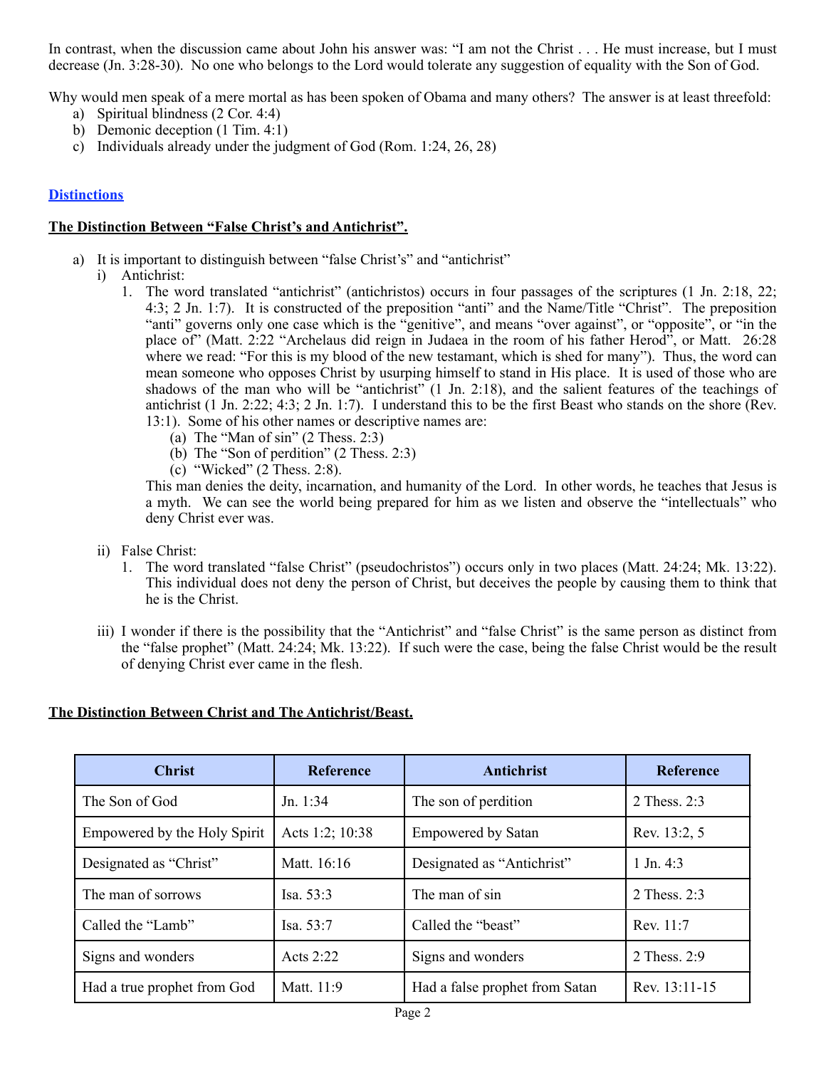In contrast, when the discussion came about John his answer was: "I am not the Christ . . . He must increase, but I must decrease (Jn. 3:28-30). No one who belongs to the Lord would tolerate any suggestion of equality with the Son of God.

Why would men speak of a mere mortal as has been spoken of Obama and many others? The answer is at least threefold:

a) Spiritual blindness (2 Cor. 4:4)
b) Demonic deception (1 Tim. 4:1)
c) Individuals already under the judgment of God (Rom. 1:24, 26, 28)

## Distinctions

### The Distinction Between "False Christ's and Antichrist".

a) It is important to distinguish between "false Christ's" and "antichrist"
   i) Antichrist:
      1. The word translated "antichrist" (antichristos) occurs in four passages of the scriptures (1 Jn. 2:18, 22; 4:3; 2 Jn. 1:7). It is constructed of the preposition "anti" and the Name/Title "Christ". The preposition "anti" governs only one case which is the "genitive", and means "over against", or "opposite", or "in the place of" (Matt. 2:22 "Archelaus did reign in Judaea in the room of his father Herod", or Matt. 26:28 where we read: "For this is my blood of the new testamant, which is shed for many"). Thus, the word can mean someone who opposes Christ by usurping himself to stand in His place. It is used of those who are shadows of the man who will be "antichrist" (1 Jn. 2:18), and the salient features of the teachings of antichrist (1 Jn. 2:22; 4:3; 2 Jn. 1:7). I understand this to be the first Beast who stands on the shore (Rev. 13:1). Some of his other names or descriptive names are:
         (a) The "Man of sin" (2 Thess. 2:3)
         (b) The "Son of perdition" (2 Thess. 2:3)
         (c) "Wicked" (2 Thess. 2:8).

      This man denies the deity, incarnation, and humanity of the Lord. In other words, he teaches that Jesus is a myth. We can see the world being prepared for him as we listen and observe the "intellectuals" who deny Christ ever was.

   ii) False Christ:
      1. The word translated "false Christ" (pseudochristos") occurs only in two places (Matt. 24:24; Mk. 13:22). This individual does not deny the person of Christ, but deceives the people by causing them to think that he is the Christ.

   iii) I wonder if there is the possibility that the "Antichrist" and "false Christ" is the same person as distinct from the "false prophet" (Matt. 24:24; Mk. 13:22). If such were the case, being the false Christ would be the result of denying Christ ever came in the flesh.

### The Distinction Between Christ and The Antichrist/Beast.

| Christ | Reference | Antichrist | Reference |
|---|---|---|---|
| The Son of God | Jn. 1:34 | The son of perdition | 2 Thess. 2:3 |
| Empowered by the Holy Spirit | Acts 1:2; 10:38 | Empowered by Satan | Rev. 13:2, 5 |
| Designated as "Christ" | Matt. 16:16 | Designated as "Antichrist" | 1 Jn. 4:3 |
| The man of sorrows | Isa. 53:3 | The man of sin | 2 Thess. 2:3 |
| Called the "Lamb" | Isa. 53:7 | Called the "beast" | Rev. 11:7 |
| Signs and wonders | Acts 2:22 | Signs and wonders | 2 Thess. 2:9 |
| Had a true prophet from God | Matt. 11:9 | Had a false prophet from Satan | Rev. 13:11-15 |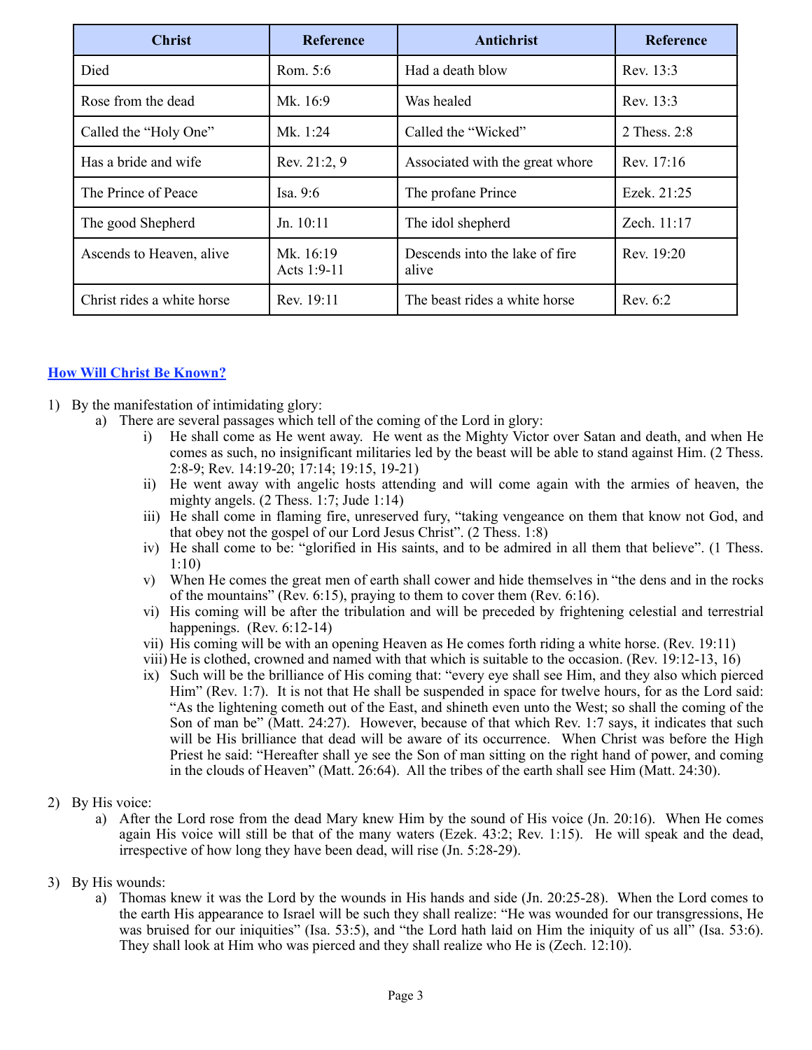| Christ | Reference | Antichrist | Reference |
|---|---|---|---|
| Died | Rom. 5:6 | Had a death blow | Rev. 13:3 |
| Rose from the dead | Mk. 16:9 | Was healed | Rev. 13:3 |
| Called the “Holy One” | Mk. 1:24 | Called the “Wicked” | 2 Thess. 2:8 |
| Has a bride and wife | Rev. 21:2, 9 | Associated with the great whore | Rev. 17:16 |
| The Prince of Peace | Isa. 9:6 | The profane Prince | Ezek. 21:25 |
| The good Shepherd | Jn. 10:11 | The idol shepherd | Zech. 11:17 |
| Ascends to Heaven, alive | Mk. 16:19 Acts 1:9-11 | Descends into the lake of fire alive | Rev. 19:20 |
| Christ rides a white horse | Rev. 19:11 | The beast rides a white horse | Rev. 6:2 |

## How Will Christ Be Known?

1) By the manifestation of intimidating glory:
   a) There are several passages which tell of the coming of the Lord in glory:
      i) He shall come as He went away. He went as the Mighty Victor over Satan and death, and when He comes as such, no insignificant militaries led by the beast will be able to stand against Him. (2 Thess. 2:8-9; Rev. 14:19-20; 17:14; 19:15, 19-21)
      ii) He went away with angelic hosts attending and will come again with the armies of heaven, the mighty angels. (2 Thess. 1:7; Jude 1:14)
      iii) He shall come in flaming fire, unreserved fury, “taking vengeance on them that know not God, and that obey not the gospel of our Lord Jesus Christ”. (2 Thess. 1:8)
      iv) He shall come to be: “glorified in His saints, and to be admired in all them that believe”. (1 Thess. 1:10)
      v) When He comes the great men of earth shall cower and hide themselves in “the dens and in the rocks of the mountains” (Rev. 6:15), praying to them to cover them (Rev. 6:16).
      vi) His coming will be after the tribulation and will be preceded by frightening celestial and terrestrial happenings. (Rev. 6:12-14)
      vii) His coming will be with an opening Heaven as He comes forth riding a white horse. (Rev. 19:11)
      viii) He is clothed, crowned and named with that which is suitable to the occasion. (Rev. 19:12-13, 16)
      ix) Such will be the brilliance of His coming that: “every eye shall see Him, and they also which pierced Him” (Rev. 1:7). It is not that He shall be suspended in space for twelve hours, for as the Lord said: “As the lightening cometh out of the East, and shineth even unto the West; so shall the coming of the Son of man be” (Matt. 24:27). However, because of that which Rev. 1:7 says, it indicates that such will be His brilliance that dead will be aware of its occurrence. When Christ was before the High Priest he said: “Hereafter shall ye see the Son of man sitting on the right hand of power, and coming in the clouds of Heaven” (Matt. 26:64). All the tribes of the earth shall see Him (Matt. 24:30).

2) By His voice:
   a) After the Lord rose from the dead Mary knew Him by the sound of His voice (Jn. 20:16). When He comes again His voice will still be that of the many waters (Ezek. 43:2; Rev. 1:15). He will speak and the dead, irrespective of how long they have been dead, will rise (Jn. 5:28-29).

3) By His wounds:
   a) Thomas knew it was the Lord by the wounds in His hands and side (Jn. 20:25-28). When the Lord comes to the earth His appearance to Israel will be such they shall realize: “He was wounded for our transgressions, He was bruised for our iniquities” (Isa. 53:5), and “the Lord hath laid on Him the iniquity of us all” (Isa. 53:6). They shall look at Him who was pierced and they shall realize who He is (Zech. 12:10).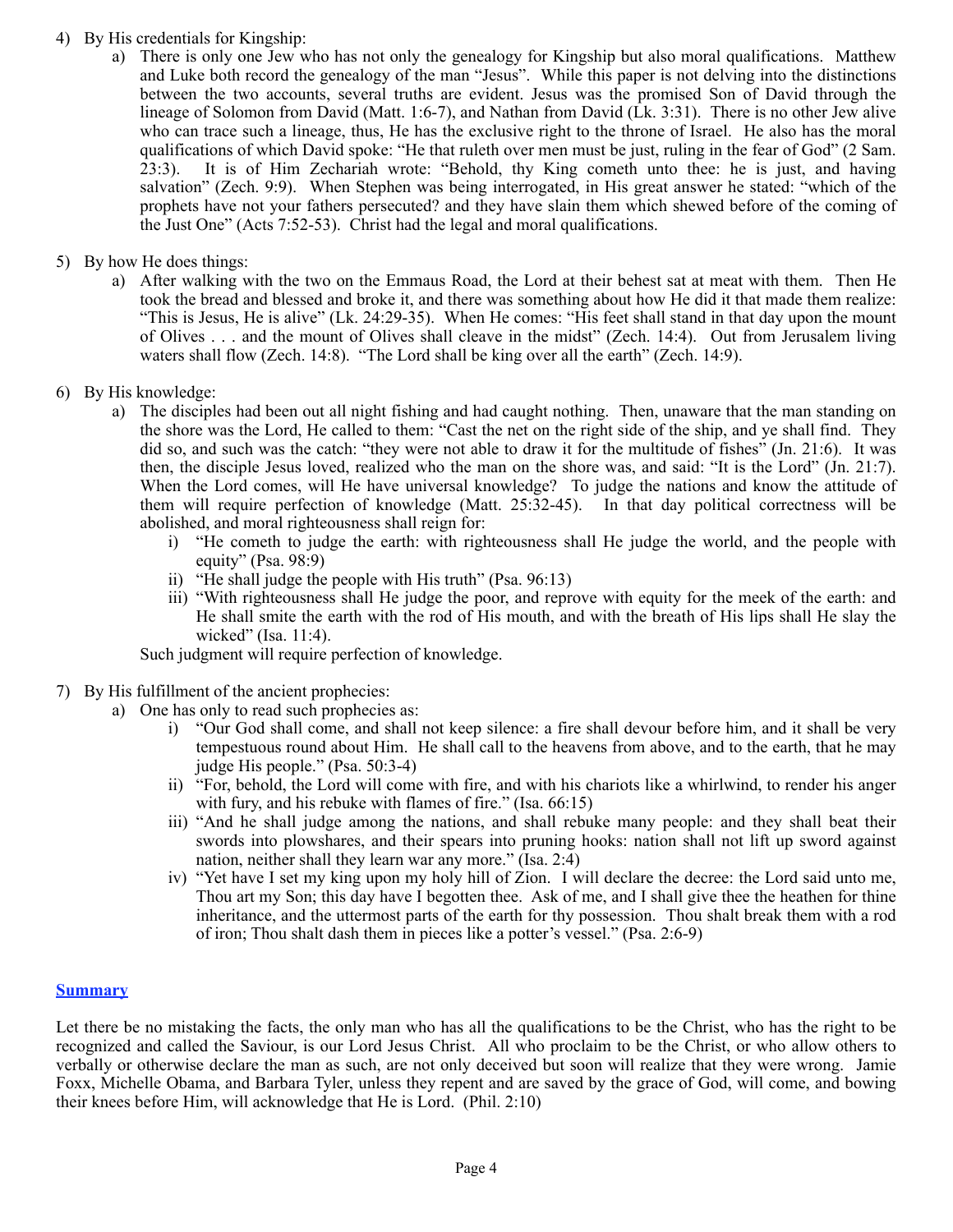4) By His credentials for Kingship:
    a) There is only one Jew who has not only the genealogy for Kingship but also moral qualifications. Matthew and Luke both record the genealogy of the man "Jesus". While this paper is not delving into the distinctions between the two accounts, several truths are evident. Jesus was the promised Son of David through the lineage of Solomon from David (Matt. 1:6-7), and Nathan from David (Lk. 3:31). There is no other Jew alive who can trace such a lineage, thus, He has the exclusive right to the throne of Israel. He also has the moral qualifications of which David spoke: "He that ruleth over men must be just, ruling in the fear of God" (2 Sam. 23:3). It is of Him Zechariah wrote: "Behold, thy King cometh unto thee: he is just, and having salvation" (Zech. 9:9). When Stephen was being interrogated, in His great answer he stated: "which of the prophets have not your fathers persecuted? and they have slain them which shewed before of the coming of the Just One" (Acts 7:52-53). Christ had the legal and moral qualifications.

5) By how He does things:
    a) After walking with the two on the Emmaus Road, the Lord at their behest sat at meat with them. Then He took the bread and blessed and broke it, and there was something about how He did it that made them realize: "This is Jesus, He is alive" (Lk. 24:29-35). When He comes: "His feet shall stand in that day upon the mount of Olives . . . and the mount of Olives shall cleave in the midst" (Zech. 14:4). Out from Jerusalem living waters shall flow (Zech. 14:8). "The Lord shall be king over all the earth" (Zech. 14:9).

6) By His knowledge:
    a) The disciples had been out all night fishing and had caught nothing. Then, unaware that the man standing on the shore was the Lord, He called to them: "Cast the net on the right side of the ship, and ye shall find. They did so, and such was the catch: "they were not able to draw it for the multitude of fishes" (Jn. 21:6). It was then, the disciple Jesus loved, realized who the man on the shore was, and said: "It is the Lord" (Jn. 21:7). When the Lord comes, will He have universal knowledge? To judge the nations and know the attitude of them will require perfection of knowledge (Matt. 25:32-45). In that day political correctness will be abolished, and moral righteousness shall reign for:
        i) "He cometh to judge the earth: with righteousness shall He judge the world, and the people with equity" (Psa. 98:9)
        ii) "He shall judge the people with His truth" (Psa. 96:13)
        iii) "With righteousness shall He judge the poor, and reprove with equity for the meek of the earth: and He shall smite the earth with the rod of His mouth, and with the breath of His lips shall He slay the wicked" (Isa. 11:4).

    Such judgment will require perfection of knowledge.

7) By His fulfillment of the ancient prophecies:
    a) One has only to read such prophecies as:
        i) "Our God shall come, and shall not keep silence: a fire shall devour before him, and it shall be very tempestuous round about Him. He shall call to the heavens from above, and to the earth, that he may judge His people." (Psa. 50:3-4)
        ii) "For, behold, the Lord will come with fire, and with his chariots like a whirlwind, to render his anger with fury, and his rebuke with flames of fire." (Isa. 66:15)
        iii) "And he shall judge among the nations, and shall rebuke many people: and they shall beat their swords into plowshares, and their spears into pruning hooks: nation shall not lift up sword against nation, neither shall they learn war any more." (Isa. 2:4)
        iv) "Yet have I set my king upon my holy hill of Zion. I will declare the decree: the Lord said unto me, Thou art my Son; this day have I begotten thee. Ask of me, and I shall give thee the heathen for thine inheritance, and the uttermost parts of the earth for thy possession. Thou shalt break them with a rod of iron; Thou shalt dash them in pieces like a potter's vessel." (Psa. 2:6-9)

## Summary

Let there be no mistaking the facts, the only man who has all the qualifications to be the Christ, who has the right to be recognized and called the Saviour, is our Lord Jesus Christ. All who proclaim to be the Christ, or who allow others to verbally or otherwise declare the man as such, are not only deceived but soon will realize that they were wrong. Jamie Foxx, Michelle Obama, and Barbara Tyler, unless they repent and are saved by the grace of God, will come, and bowing their knees before Him, will acknowledge that He is Lord. (Phil. 2:10)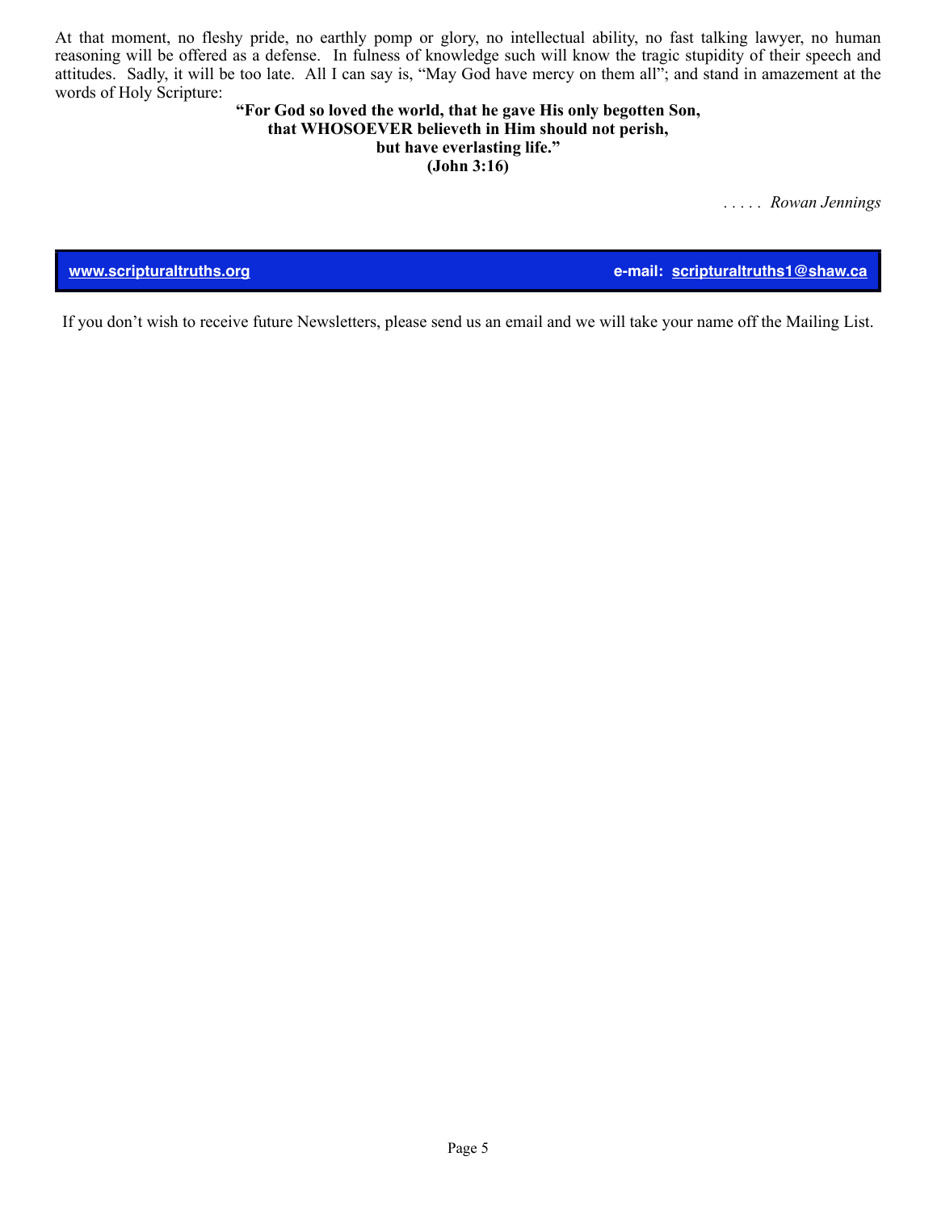At that moment, no fleshy pride, no earthly pomp or glory, no intellectual ability, no fast talking lawyer, no human reasoning will be offered as a defense. In fulness of knowledge such will know the tragic stupidity of their speech and attitudes. Sadly, it will be too late. All I can say is, "May God have mercy on them all"; and stand in amazement at the words of Holy Scripture:

**"For God so loved the world, that he gave His only begotten Son,**
**that WHOSOEVER believeth in Him should not perish,**
**but have everlasting life."**
**(John 3:16)**

. . . . . *Rowan Jennings*

**www.scripturaltruths.org** **e-mail: scripturaltruths1@shaw.ca**

If you don't wish to receive future Newsletters, please send us an email and we will take your name off the Mailing List.